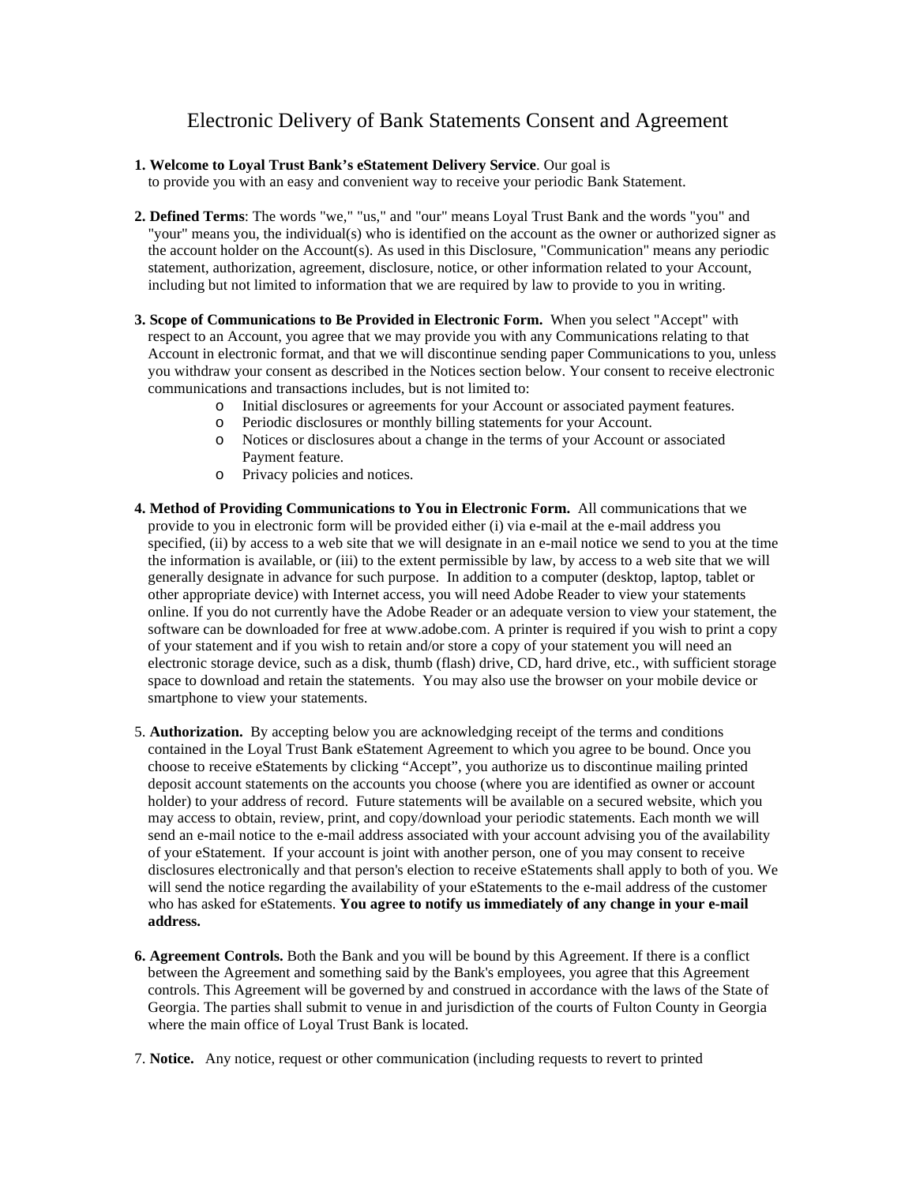# Electronic Delivery of Bank Statements Consent and Agreement

1. **Welcome to Loyal Trust Bank's eStatement Delivery Service**. Our goal is to provide you with an easy and convenient way to receive your periodic Bank Statement.

2. **Defined Terms**: The words "we," "us," and "our" means Loyal Trust Bank and the words "you" and "your" means you, the individual(s) who is identified on the account as the owner or authorized signer as the account holder on the Account(s). As used in this Disclosure, "Communication" means any periodic statement, authorization, agreement, disclosure, notice, or other information related to your Account, including but not limited to information that we are required by law to provide to you in writing.

3. **Scope of Communications to Be Provided in Electronic Form.** When you select "Accept" with respect to an Account, you agree that we may provide you with any Communications relating to that Account in electronic format, and that we will discontinue sending paper Communications to you, unless you withdraw your consent as described in the Notices section below. Your consent to receive electronic communications and transactions includes, but is not limited to:
   - Initial disclosures or agreements for your Account or associated payment features.
   - Periodic disclosures or monthly billing statements for your Account.
   - Notices or disclosures about a change in the terms of your Account or associated Payment feature.
   - Privacy policies and notices.

4. **Method of Providing Communications to You in Electronic Form.** All communications that we provide to you in electronic form will be provided either (i) via e-mail at the e-mail address you specified, (ii) by access to a web site that we will designate in an e-mail notice we send to you at the time the information is available, or (iii) to the extent permissible by law, by access to a web site that we will generally designate in advance for such purpose. In addition to a computer (desktop, laptop, tablet or other appropriate device) with Internet access, you will need Adobe Reader to view your statements online. If you do not currently have the Adobe Reader or an adequate version to view your statement, the software can be downloaded for free at www.adobe.com. A printer is required if you wish to print a copy of your statement and if you wish to retain and/or store a copy of your statement you will need an electronic storage device, such as a disk, thumb (flash) drive, CD, hard drive, etc., with sufficient storage space to download and retain the statements. You may also use the browser on your mobile device or smartphone to view your statements.

5. **Authorization.** By accepting below you are acknowledging receipt of the terms and conditions contained in the Loyal Trust Bank eStatement Agreement to which you agree to be bound. Once you choose to receive eStatements by clicking "Accept", you authorize us to discontinue mailing printed deposit account statements on the accounts you choose (where you are identified as owner or account holder) to your address of record. Future statements will be available on a secured website, which you may access to obtain, review, print, and copy/download your periodic statements. Each month we will send an e-mail notice to the e-mail address associated with your account advising you of the availability of your eStatement. If your account is joint with another person, one of you may consent to receive disclosures electronically and that person's election to receive eStatements shall apply to both of you. We will send the notice regarding the availability of your eStatements to the e-mail address of the customer who has asked for eStatements. **You agree to notify us immediately of any change in your e-mail address.**

6. **Agreement Controls.** Both the Bank and you will be bound by this Agreement. If there is a conflict between the Agreement and something said by the Bank's employees, you agree that this Agreement controls. This Agreement will be governed by and construed in accordance with the laws of the State of Georgia. The parties shall submit to venue in and jurisdiction of the courts of Fulton County in Georgia where the main office of Loyal Trust Bank is located.

7. **Notice.** Any notice, request or other communication (including requests to revert to printed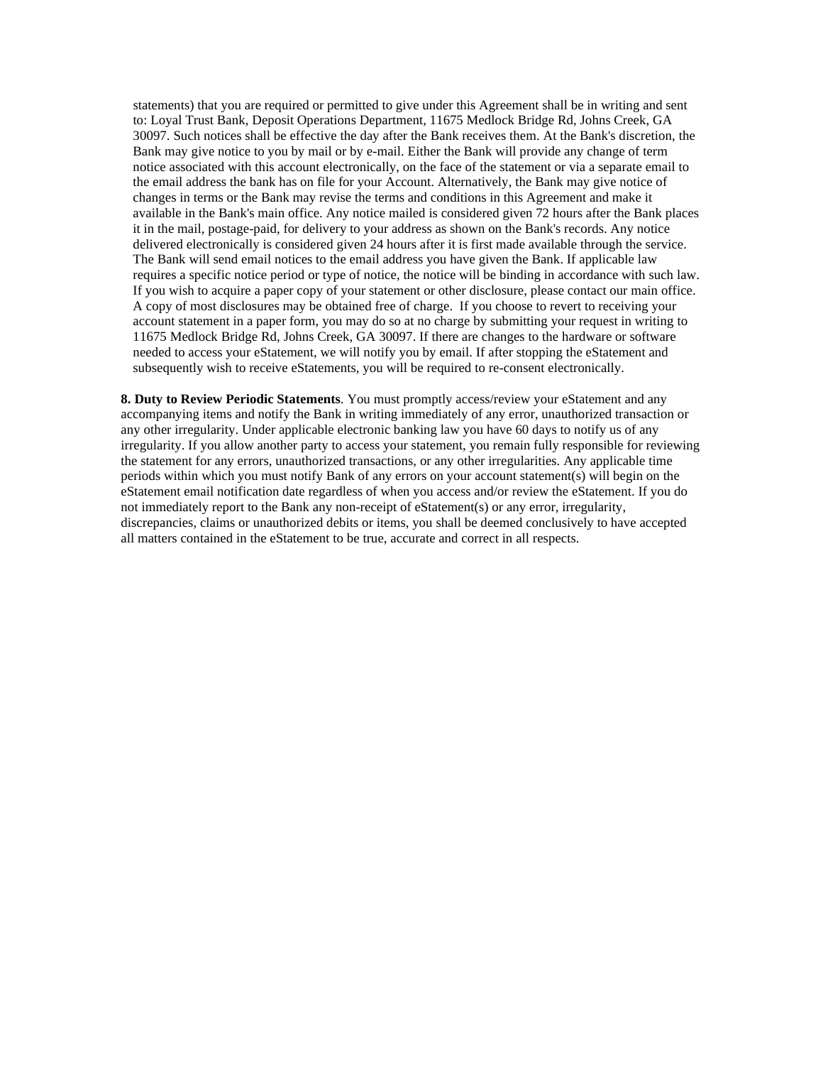statements) that you are required or permitted to give under this Agreement shall be in writing and sent to: Loyal Trust Bank, Deposit Operations Department, 11675 Medlock Bridge Rd, Johns Creek, GA 30097. Such notices shall be effective the day after the Bank receives them. At the Bank's discretion, the Bank may give notice to you by mail or by e-mail. Either the Bank will provide any change of term notice associated with this account electronically, on the face of the statement or via a separate email to the email address the bank has on file for your Account. Alternatively, the Bank may give notice of changes in terms or the Bank may revise the terms and conditions in this Agreement and make it available in the Bank's main office. Any notice mailed is considered given 72 hours after the Bank places it in the mail, postage-paid, for delivery to your address as shown on the Bank's records. Any notice delivered electronically is considered given 24 hours after it is first made available through the service. The Bank will send email notices to the email address you have given the Bank. If applicable law requires a specific notice period or type of notice, the notice will be binding in accordance with such law. If you wish to acquire a paper copy of your statement or other disclosure, please contact our main office. A copy of most disclosures may be obtained free of charge. If you choose to revert to receiving your account statement in a paper form, you may do so at no charge by submitting your request in writing to 11675 Medlock Bridge Rd, Johns Creek, GA 30097. If there are changes to the hardware or software needed to access your eStatement, we will notify you by email. If after stopping the eStatement and subsequently wish to receive eStatements, you will be required to re-consent electronically.

**8. Duty to Review Periodic Statements**. You must promptly access/review your eStatement and any accompanying items and notify the Bank in writing immediately of any error, unauthorized transaction or any other irregularity. Under applicable electronic banking law you have 60 days to notify us of any irregularity. If you allow another party to access your statement, you remain fully responsible for reviewing the statement for any errors, unauthorized transactions, or any other irregularities. Any applicable time periods within which you must notify Bank of any errors on your account statement(s) will begin on the eStatement email notification date regardless of when you access and/or review the eStatement. If you do not immediately report to the Bank any non-receipt of eStatement(s) or any error, irregularity, discrepancies, claims or unauthorized debits or items, you shall be deemed conclusively to have accepted all matters contained in the eStatement to be true, accurate and correct in all respects.